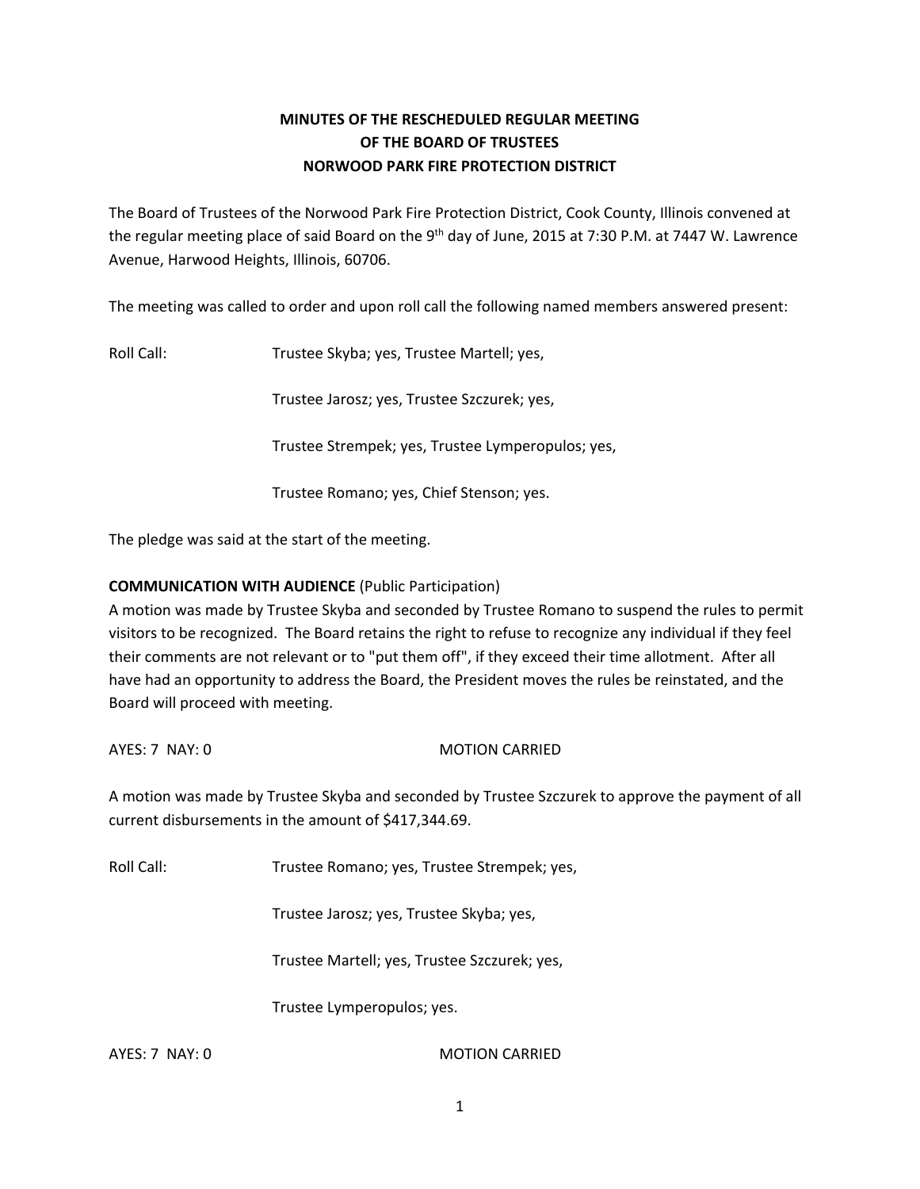**MINUTES OF THE RESCHEDULED REGULAR MEETING**
**OF THE BOARD OF TRUSTEES**
**NORWOOD PARK FIRE PROTECTION DISTRICT**

The Board of Trustees of the Norwood Park Fire Protection District, Cook County, Illinois convened at the regular meeting place of said Board on the 9th day of June, 2015 at 7:30 P.M. at 7447 W. Lawrence Avenue, Harwood Heights, Illinois, 60706.

The meeting was called to order and upon roll call the following named members answered present:

Roll Call: Trustee Skyba; yes, Trustee Martell; yes,

Trustee Jarosz; yes, Trustee Szczurek; yes,

Trustee Strempek; yes, Trustee Lymperopulos; yes,

Trustee Romano; yes, Chief Stenson; yes.

The pledge was said at the start of the meeting.

**COMMUNICATION WITH AUDIENCE** (Public Participation)

A motion was made by Trustee Skyba and seconded by Trustee Romano to suspend the rules to permit visitors to be recognized. The Board retains the right to refuse to recognize any individual if they feel their comments are not relevant or to "put them off", if they exceed their time allotment. After all have had an opportunity to address the Board, the President moves the rules be reinstated, and the Board will proceed with meeting.

AYES: 7 NAY: 0 MOTION CARRIED

A motion was made by Trustee Skyba and seconded by Trustee Szczurek to approve the payment of all current disbursements in the amount of $417,344.69.

Roll Call: Trustee Romano; yes, Trustee Strempek; yes,

Trustee Jarosz; yes, Trustee Skyba; yes,

Trustee Martell; yes, Trustee Szczurek; yes,

Trustee Lymperopulos; yes.

AYES: 7 NAY: 0 MOTION CARRIED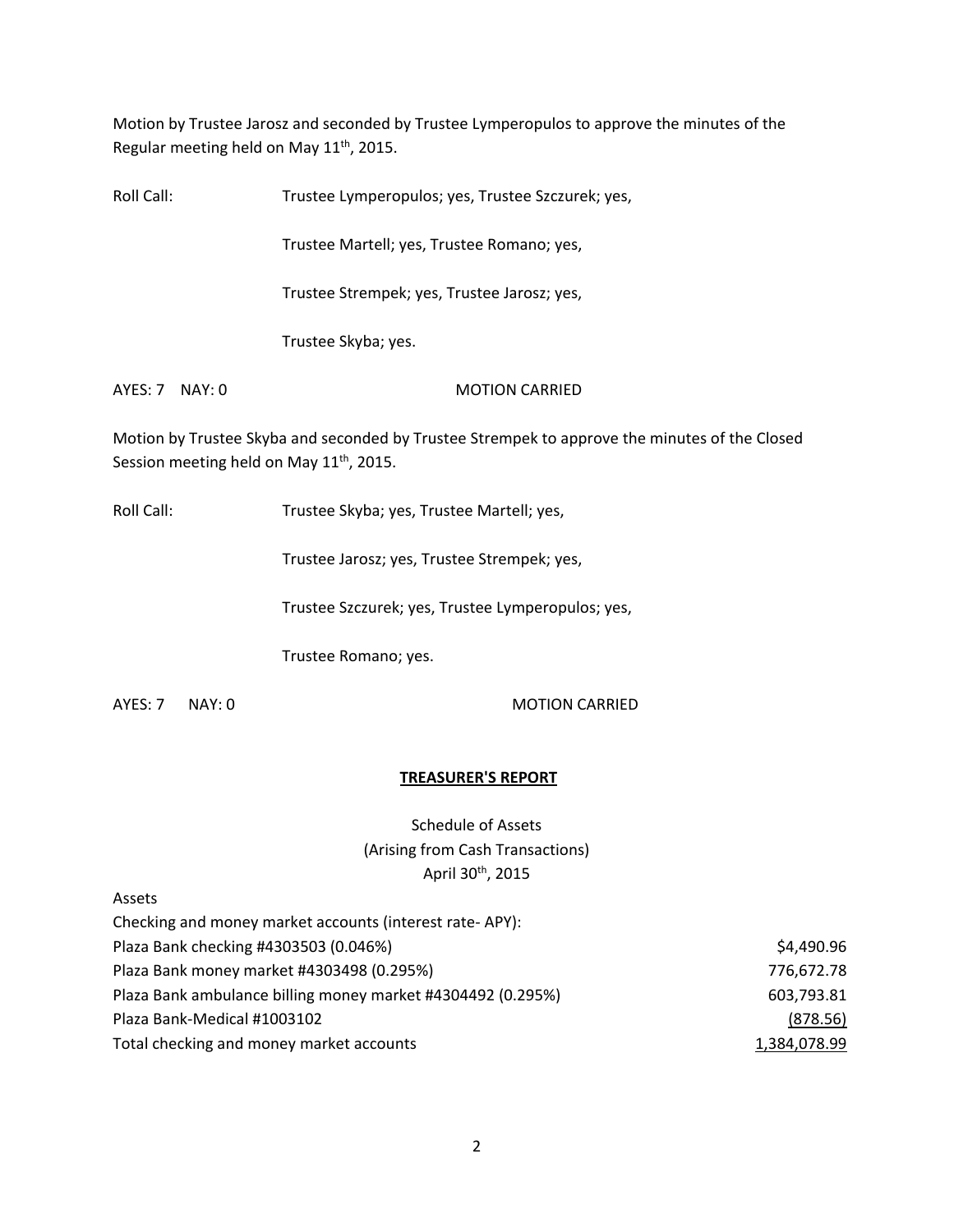Motion by Trustee Jarosz and seconded by Trustee Lymperopulos to approve the minutes of the Regular meeting held on May 11th, 2015.

Roll Call: Trustee Lymperopulos; yes, Trustee Szczurek; yes,

Trustee Martell; yes, Trustee Romano; yes,

Trustee Strempek; yes, Trustee Jarosz; yes,

Trustee Skyba; yes.

AYES: 7 NAY: 0 MOTION CARRIED

Motion by Trustee Skyba and seconded by Trustee Strempek to approve the minutes of the Closed Session meeting held on May 11th, 2015.

Roll Call: Trustee Skyba; yes, Trustee Martell; yes,

Trustee Jarosz; yes, Trustee Strempek; yes,

Trustee Szczurek; yes, Trustee Lymperopulos; yes,

Trustee Romano; yes.

AYES: 7 NAY: 0 MOTION CARRIED

## TREASURER'S REPORT

Schedule of Assets
(Arising from Cash Transactions)
April 30th, 2015

| Assets | |
|---|---|
| Checking and money market accounts (interest rate- APY): | |
| Plaza Bank checking #4303503 (0.046%) | $4,490.96 |
| Plaza Bank money market #4303498 (0.295%) | 776,672.78 |
| Plaza Bank ambulance billing money market #4304492 (0.295%) | 603,793.81 |
| Plaza Bank-Medical #1003102 | (878.56) |
| Total checking and money market accounts | 1,384,078.99 |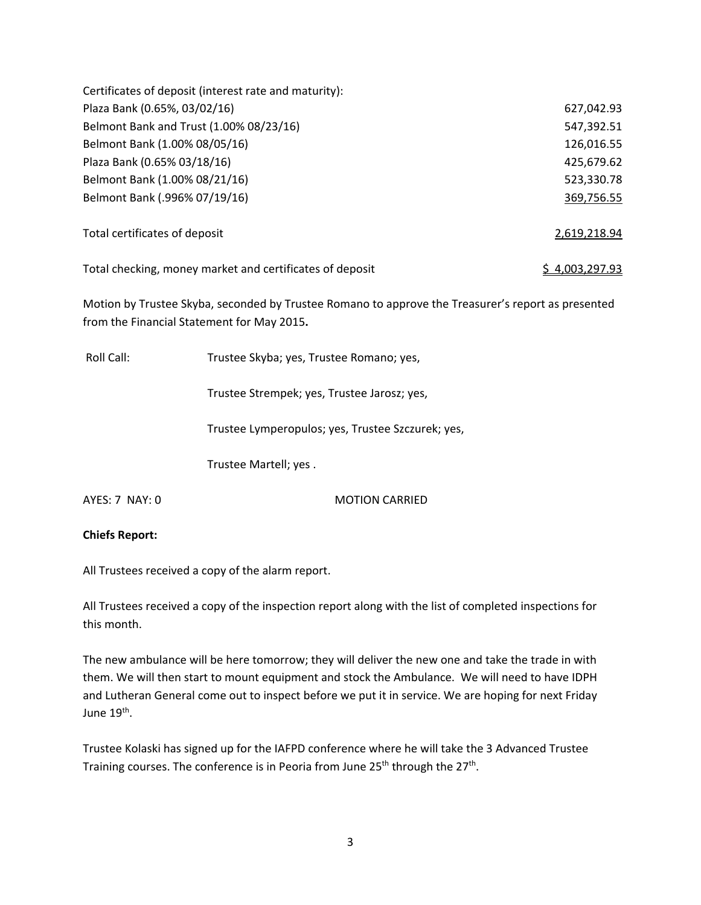| Certificates of deposit (interest rate and maturity): | |
|---|---|
| Plaza Bank (0.65%, 03/02/16) | 627,042.93 |
| Belmont Bank and Trust (1.00% 08/23/16) | 547,392.51 |
| Belmont Bank (1.00% 08/05/16) | 126,016.55 |
| Plaza Bank (0.65% 03/18/16) | 425,679.62 |
| Belmont Bank (1.00% 08/21/16) | 523,330.78 |
| Belmont Bank (.996% 07/19/16) | 369,756.55 |
| Total certificates of deposit | 2,619,218.94 |
| Total checking, money market and certificates of deposit | $ 4,003,297.93 |

Motion by Trustee Skyba, seconded by Trustee Romano to approve the Treasurer's report as presented from the Financial Statement for May 2015**.**

Roll Call: Trustee Skyba; yes, Trustee Romano; yes,

Trustee Strempek; yes, Trustee Jarosz; yes,

Trustee Lymperopulos; yes, Trustee Szczurek; yes,

Trustee Martell; yes .

AYES: 7 NAY: 0 MOTION CARRIED

**Chiefs Report:**

All Trustees received a copy of the alarm report.

All Trustees received a copy of the inspection report along with the list of completed inspections for this month.

The new ambulance will be here tomorrow; they will deliver the new one and take the trade in with them. We will then start to mount equipment and stock the Ambulance. We will need to have IDPH and Lutheran General come out to inspect before we put it in service. We are hoping for next Friday June 19th.

Trustee Kolaski has signed up for the IAFPD conference where he will take the 3 Advanced Trustee Training courses. The conference is in Peoria from June 25th through the 27th.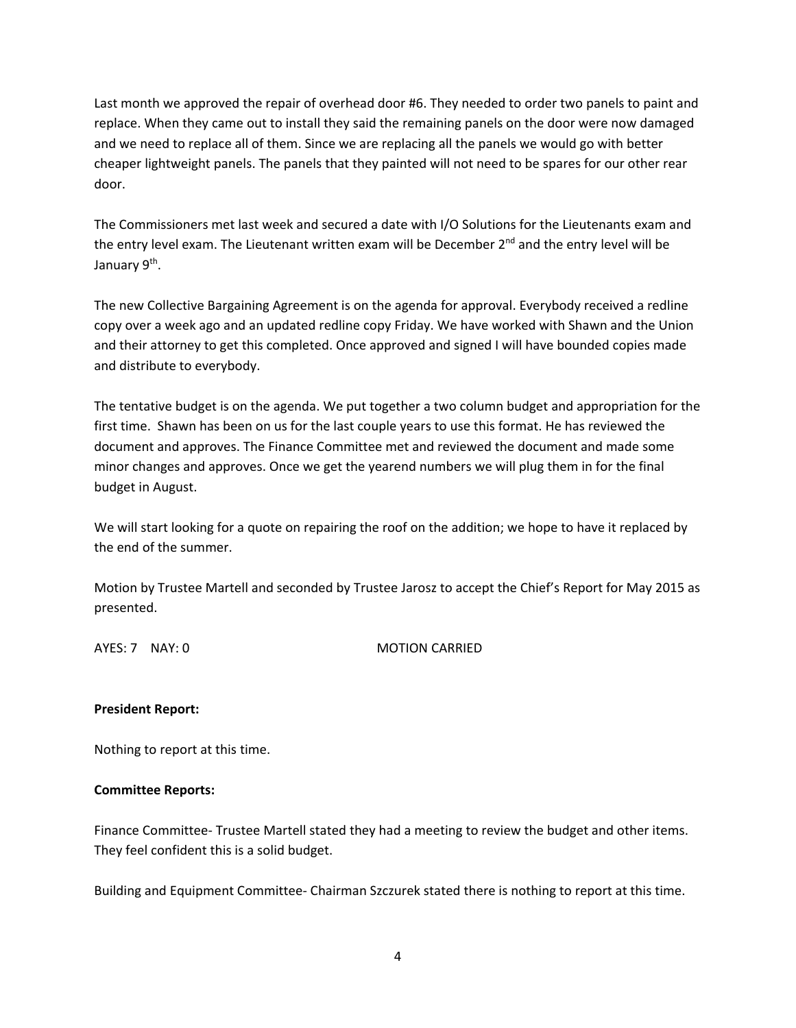Last month we approved the repair of overhead door #6. They needed to order two panels to paint and replace. When they came out to install they said the remaining panels on the door were now damaged and we need to replace all of them. Since we are replacing all the panels we would go with better cheaper lightweight panels. The panels that they painted will not need to be spares for our other rear door.

The Commissioners met last week and secured a date with I/O Solutions for the Lieutenants exam and the entry level exam. The Lieutenant written exam will be December 2nd and the entry level will be January 9th.

The new Collective Bargaining Agreement is on the agenda for approval. Everybody received a redline copy over a week ago and an updated redline copy Friday. We have worked with Shawn and the Union and their attorney to get this completed. Once approved and signed I will have bounded copies made and distribute to everybody.

The tentative budget is on the agenda. We put together a two column budget and appropriation for the first time. Shawn has been on us for the last couple years to use this format. He has reviewed the document and approves. The Finance Committee met and reviewed the document and made some minor changes and approves. Once we get the yearend numbers we will plug them in for the final budget in August.

We will start looking for a quote on repairing the roof on the addition; we hope to have it replaced by the end of the summer.

Motion by Trustee Martell and seconded by Trustee Jarosz to accept the Chief's Report for May 2015 as presented.

AYES: 7 NAY: 0 MOTION CARRIED

**President Report:**

Nothing to report at this time.

**Committee Reports:**

Finance Committee- Trustee Martell stated they had a meeting to review the budget and other items. They feel confident this is a solid budget.

Building and Equipment Committee- Chairman Szczurek stated there is nothing to report at this time.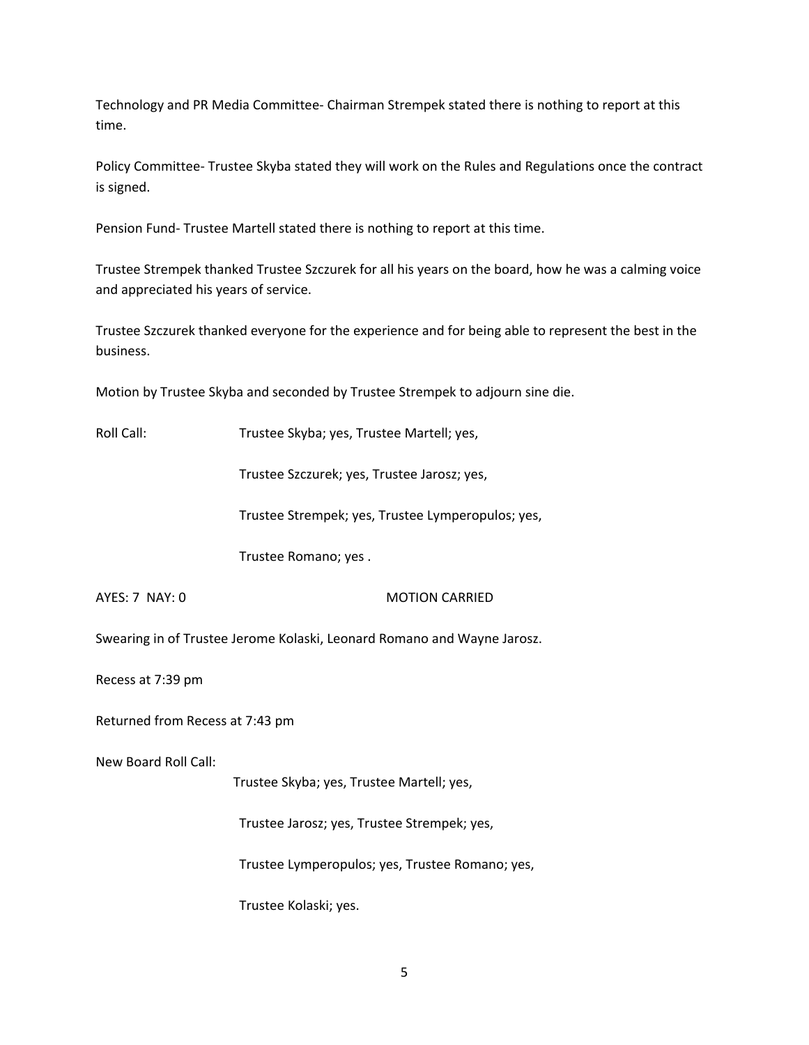Technology and PR Media Committee- Chairman Strempek stated there is nothing to report at this time.

Policy Committee- Trustee Skyba stated they will work on the Rules and Regulations once the contract is signed.

Pension Fund- Trustee Martell stated there is nothing to report at this time.

Trustee Strempek thanked Trustee Szczurek for all his years on the board, how he was a calming voice and appreciated his years of service.

Trustee Szczurek thanked everyone for the experience and for being able to represent the best in the business.

Motion by Trustee Skyba and seconded by Trustee Strempek to adjourn sine die.

Roll Call: Trustee Skyba; yes, Trustee Martell; yes,

Trustee Szczurek; yes, Trustee Jarosz; yes,

Trustee Strempek; yes, Trustee Lymperopulos; yes,

Trustee Romano; yes .

AYES: 7 NAY: 0 MOTION CARRIED

Swearing in of Trustee Jerome Kolaski, Leonard Romano and Wayne Jarosz.

Recess at 7:39 pm

Returned from Recess at 7:43 pm

New Board Roll Call:

Trustee Skyba; yes, Trustee Martell; yes,

Trustee Jarosz; yes, Trustee Strempek; yes,

Trustee Lymperopulos; yes, Trustee Romano; yes,

Trustee Kolaski; yes.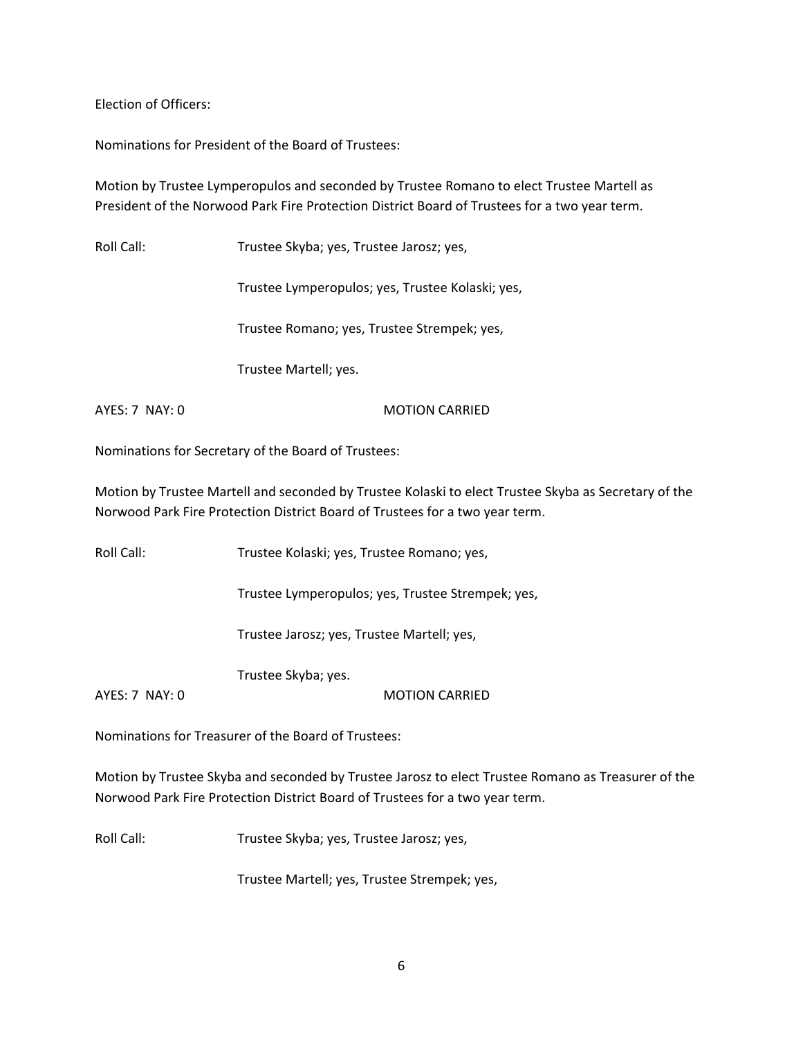Election of Officers:

Nominations for President of the Board of Trustees:

Motion by Trustee Lymperopulos and seconded by Trustee Romano to elect Trustee Martell as President of the Norwood Park Fire Protection District Board of Trustees for a two year term.

Roll Call: Trustee Skyba; yes, Trustee Jarosz; yes,

Trustee Lymperopulos; yes, Trustee Kolaski; yes,

Trustee Romano; yes, Trustee Strempek; yes,

Trustee Martell; yes.

AYES: 7 NAY: 0 MOTION CARRIED

Nominations for Secretary of the Board of Trustees:

Motion by Trustee Martell and seconded by Trustee Kolaski to elect Trustee Skyba as Secretary of the Norwood Park Fire Protection District Board of Trustees for a two year term.

Roll Call: Trustee Kolaski; yes, Trustee Romano; yes,

Trustee Lymperopulos; yes, Trustee Strempek; yes,

Trustee Jarosz; yes, Trustee Martell; yes,

Trustee Skyba; yes.

AYES: 7 NAY: 0 MOTION CARRIED

Nominations for Treasurer of the Board of Trustees:

Motion by Trustee Skyba and seconded by Trustee Jarosz to elect Trustee Romano as Treasurer of the Norwood Park Fire Protection District Board of Trustees for a two year term.

Roll Call: Trustee Skyba; yes, Trustee Jarosz; yes,

Trustee Martell; yes, Trustee Strempek; yes,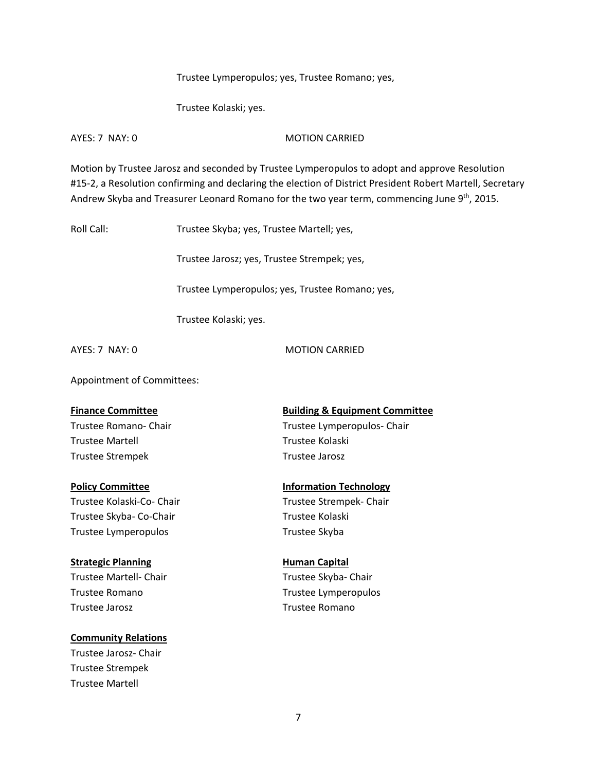Trustee Lymperopulos; yes, Trustee Romano; yes,

Trustee Kolaski; yes.

AYES: 7 NAY: 0 MOTION CARRIED

Motion by Trustee Jarosz and seconded by Trustee Lymperopulos to adopt and approve Resolution #15-2, a Resolution confirming and declaring the election of District President Robert Martell, Secretary Andrew Skyba and Treasurer Leonard Romano for the two year term, commencing June 9th, 2015.

Roll Call: Trustee Skyba; yes, Trustee Martell; yes,

Trustee Jarosz; yes, Trustee Strempek; yes,

Trustee Lymperopulos; yes, Trustee Romano; yes,

Trustee Kolaski; yes.

AYES: 7 NAY: 0 MOTION CARRIED

Appointment of Committees:

**Finance Committee**
Trustee Romano- Chair
Trustee Martell
Trustee Strempek

**Building & Equipment Committee**
Trustee Lymperopulos- Chair
Trustee Kolaski
Trustee Jarosz

**Policy Committee**
Trustee Kolaski-Co- Chair
Trustee Skyba- Co-Chair
Trustee Lymperopulos

**Information Technology**
Trustee Strempek- Chair
Trustee Kolaski
Trustee Skyba

**Strategic Planning**
Trustee Martell- Chair
Trustee Romano
Trustee Jarosz

**Human Capital**
Trustee Skyba- Chair
Trustee Lymperopulos
Trustee Romano

**Community Relations**
Trustee Jarosz- Chair
Trustee Strempek
Trustee Martell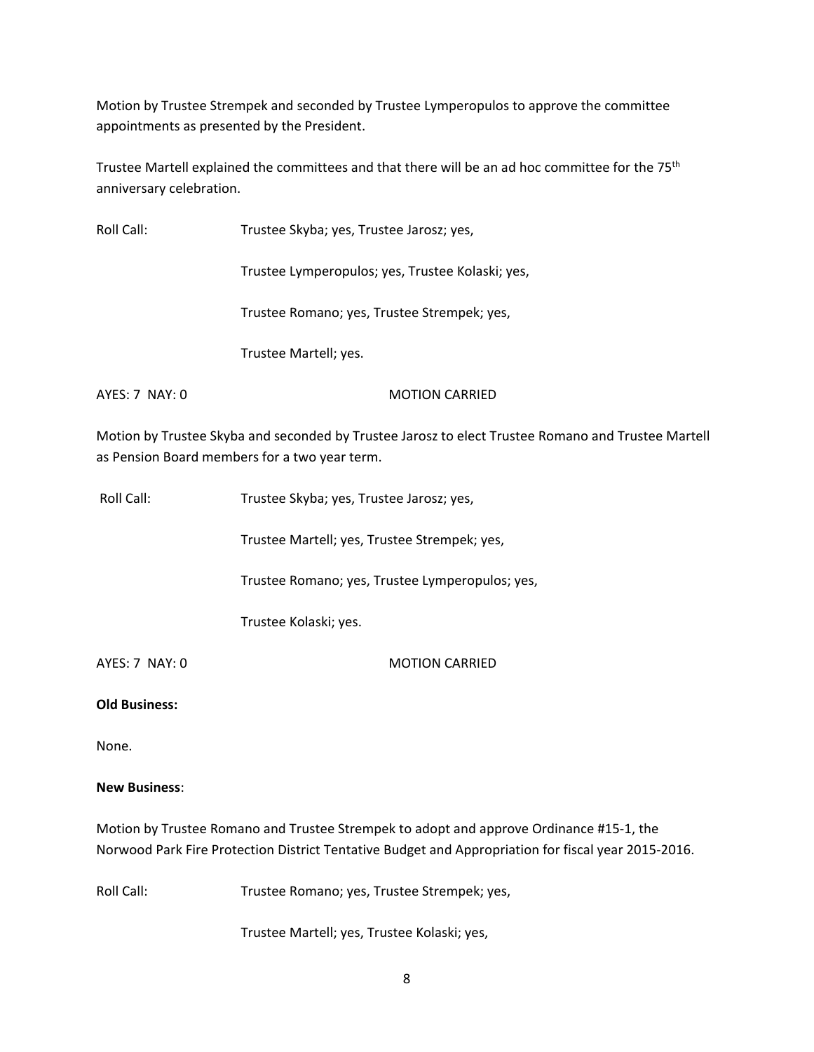Motion by Trustee Strempek and seconded by Trustee Lymperopulos to approve the committee appointments as presented by the President.

Trustee Martell explained the committees and that there will be an ad hoc committee for the 75th anniversary celebration.

Roll Call: Trustee Skyba; yes, Trustee Jarosz; yes,

Trustee Lymperopulos; yes, Trustee Kolaski; yes,

Trustee Romano; yes, Trustee Strempek; yes,

Trustee Martell; yes.

AYES: 7 NAY: 0 MOTION CARRIED

Motion by Trustee Skyba and seconded by Trustee Jarosz to elect Trustee Romano and Trustee Martell as Pension Board members for a two year term.

Roll Call: Trustee Skyba; yes, Trustee Jarosz; yes,

Trustee Martell; yes, Trustee Strempek; yes,

Trustee Romano; yes, Trustee Lymperopulos; yes,

Trustee Kolaski; yes.

AYES: 7 NAY: 0 MOTION CARRIED

**Old Business:**

None.

**New Business**:

Motion by Trustee Romano and Trustee Strempek to adopt and approve Ordinance #15-1, the Norwood Park Fire Protection District Tentative Budget and Appropriation for fiscal year 2015-2016.

Roll Call: Trustee Romano; yes, Trustee Strempek; yes,

Trustee Martell; yes, Trustee Kolaski; yes,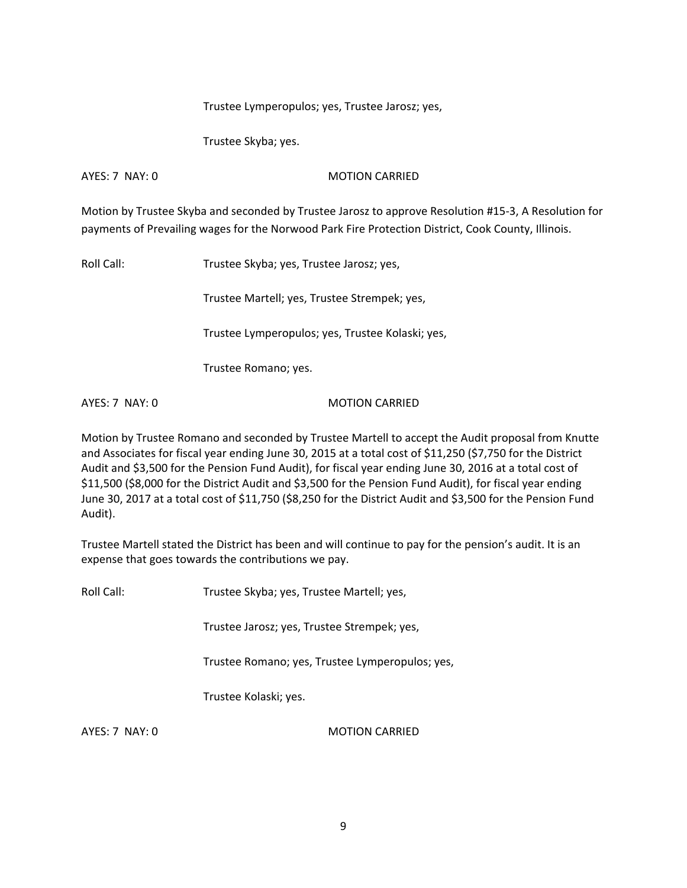Trustee Lymperopulos; yes, Trustee Jarosz; yes,

Trustee Skyba; yes.

AYES: 7 NAY: 0 MOTION CARRIED

Motion by Trustee Skyba and seconded by Trustee Jarosz to approve Resolution #15-3, A Resolution for payments of Prevailing wages for the Norwood Park Fire Protection District, Cook County, Illinois.

Roll Call: Trustee Skyba; yes, Trustee Jarosz; yes,

Trustee Martell; yes, Trustee Strempek; yes,

Trustee Lymperopulos; yes, Trustee Kolaski; yes,

Trustee Romano; yes.

AYES: 7 NAY: 0 MOTION CARRIED

Motion by Trustee Romano and seconded by Trustee Martell to accept the Audit proposal from Knutte and Associates for fiscal year ending June 30, 2015 at a total cost of $11,250 ($7,750 for the District Audit and $3,500 for the Pension Fund Audit), for fiscal year ending June 30, 2016 at a total cost of $11,500 ($8,000 for the District Audit and $3,500 for the Pension Fund Audit), for fiscal year ending June 30, 2017 at a total cost of $11,750 ($8,250 for the District Audit and $3,500 for the Pension Fund Audit).

Trustee Martell stated the District has been and will continue to pay for the pension's audit. It is an expense that goes towards the contributions we pay.

Roll Call: Trustee Skyba; yes, Trustee Martell; yes,

Trustee Jarosz; yes, Trustee Strempek; yes,

Trustee Romano; yes, Trustee Lymperopulos; yes,

Trustee Kolaski; yes.

AYES: 7 NAY: 0 MOTION CARRIED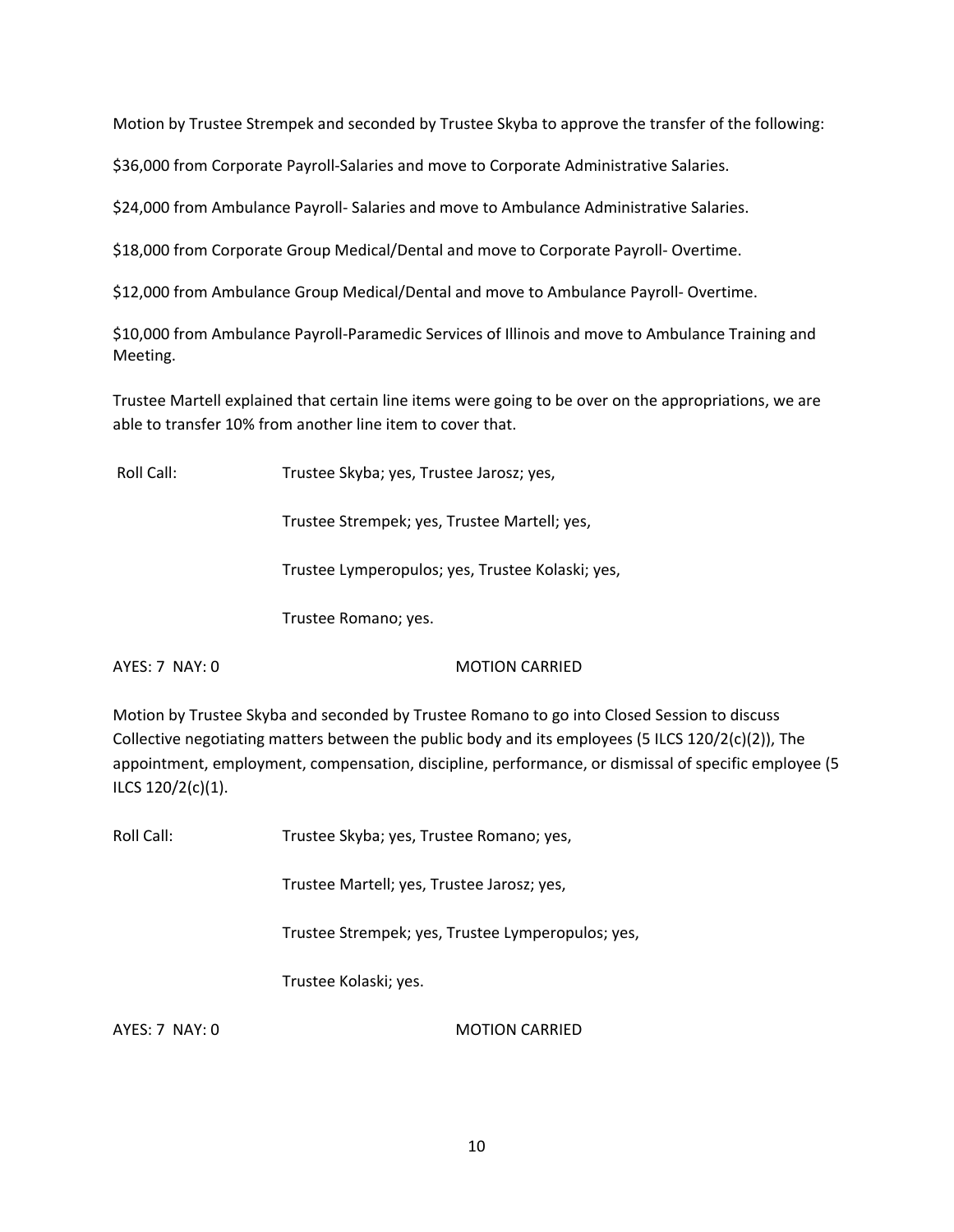Motion by Trustee Strempek and seconded by Trustee Skyba to approve the transfer of the following:

$36,000 from Corporate Payroll-Salaries and move to Corporate Administrative Salaries.

$24,000 from Ambulance Payroll- Salaries and move to Ambulance Administrative Salaries.

$18,000 from Corporate Group Medical/Dental and move to Corporate Payroll- Overtime.

$12,000 from Ambulance Group Medical/Dental and move to Ambulance Payroll- Overtime.

$10,000 from Ambulance Payroll-Paramedic Services of Illinois and move to Ambulance Training and Meeting.

Trustee Martell explained that certain line items were going to be over on the appropriations, we are able to transfer 10% from another line item to cover that.

Roll Call: Trustee Skyba; yes, Trustee Jarosz; yes,

Trustee Strempek; yes, Trustee Martell; yes,

Trustee Lymperopulos; yes, Trustee Kolaski; yes,

Trustee Romano; yes.

AYES: 7 NAY: 0 MOTION CARRIED

Motion by Trustee Skyba and seconded by Trustee Romano to go into Closed Session to discuss Collective negotiating matters between the public body and its employees (5 ILCS 120/2(c)(2)), The appointment, employment, compensation, discipline, performance, or dismissal of specific employee (5 ILCS 120/2(c)(1).

Roll Call: Trustee Skyba; yes, Trustee Romano; yes,

Trustee Martell; yes, Trustee Jarosz; yes,

Trustee Strempek; yes, Trustee Lymperopulos; yes,

Trustee Kolaski; yes.

AYES: 7 NAY: 0 MOTION CARRIED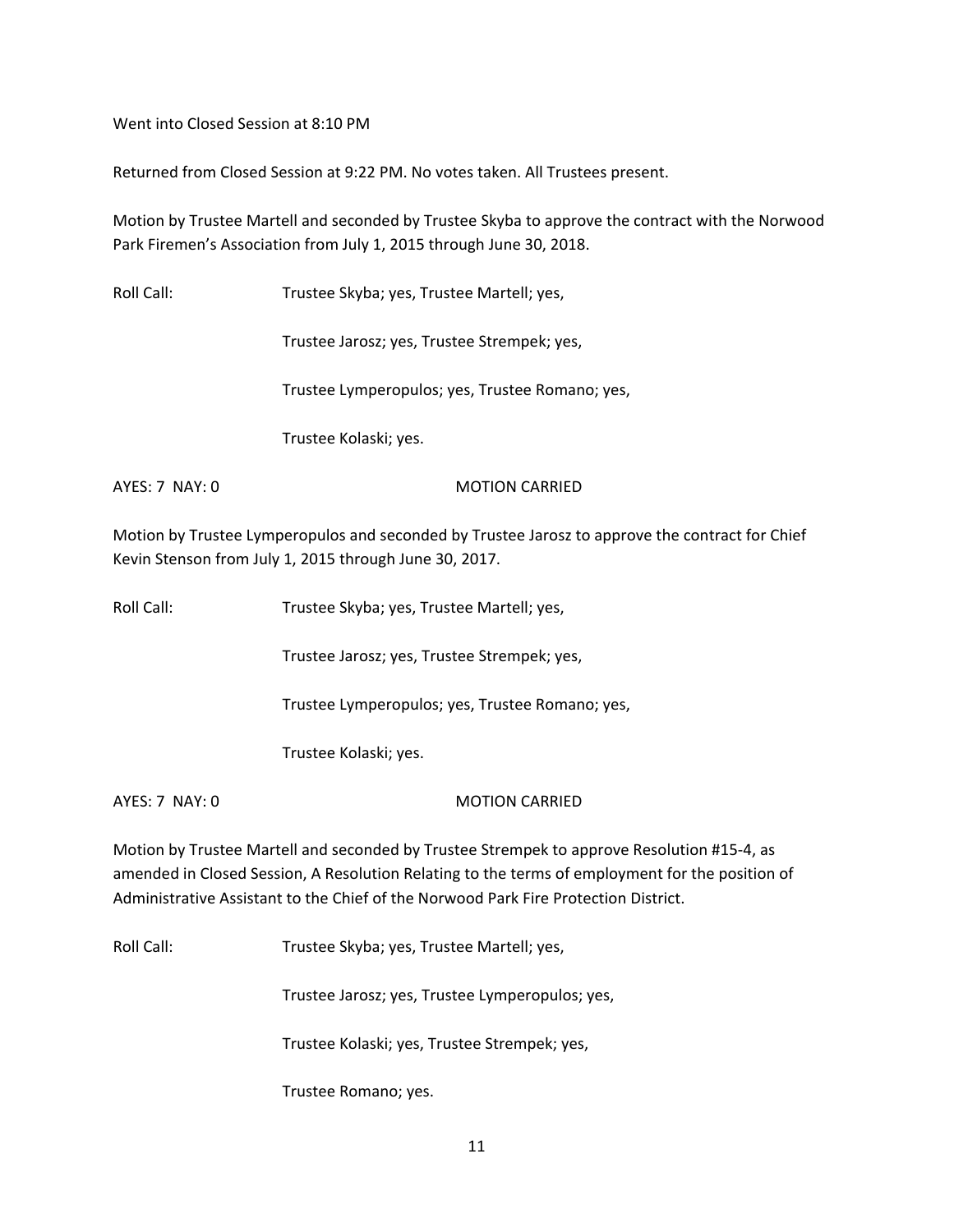Went into Closed Session at 8:10 PM

Returned from Closed Session at 9:22 PM. No votes taken. All Trustees present.

Motion by Trustee Martell and seconded by Trustee Skyba to approve the contract with the Norwood Park Firemen's Association from July 1, 2015 through June 30, 2018.

Roll Call: Trustee Skyba; yes, Trustee Martell; yes,

Trustee Jarosz; yes, Trustee Strempek; yes,

Trustee Lymperopulos; yes, Trustee Romano; yes,

Trustee Kolaski; yes.

AYES: 7 NAY: 0 MOTION CARRIED

Motion by Trustee Lymperopulos and seconded by Trustee Jarosz to approve the contract for Chief Kevin Stenson from July 1, 2015 through June 30, 2017.

Roll Call: Trustee Skyba; yes, Trustee Martell; yes,

Trustee Jarosz; yes, Trustee Strempek; yes,

Trustee Lymperopulos; yes, Trustee Romano; yes,

Trustee Kolaski; yes.

AYES: 7 NAY: 0 MOTION CARRIED

Motion by Trustee Martell and seconded by Trustee Strempek to approve Resolution #15-4, as amended in Closed Session, A Resolution Relating to the terms of employment for the position of Administrative Assistant to the Chief of the Norwood Park Fire Protection District.

Roll Call: Trustee Skyba; yes, Trustee Martell; yes,

Trustee Jarosz; yes, Trustee Lymperopulos; yes,

Trustee Kolaski; yes, Trustee Strempek; yes,

Trustee Romano; yes.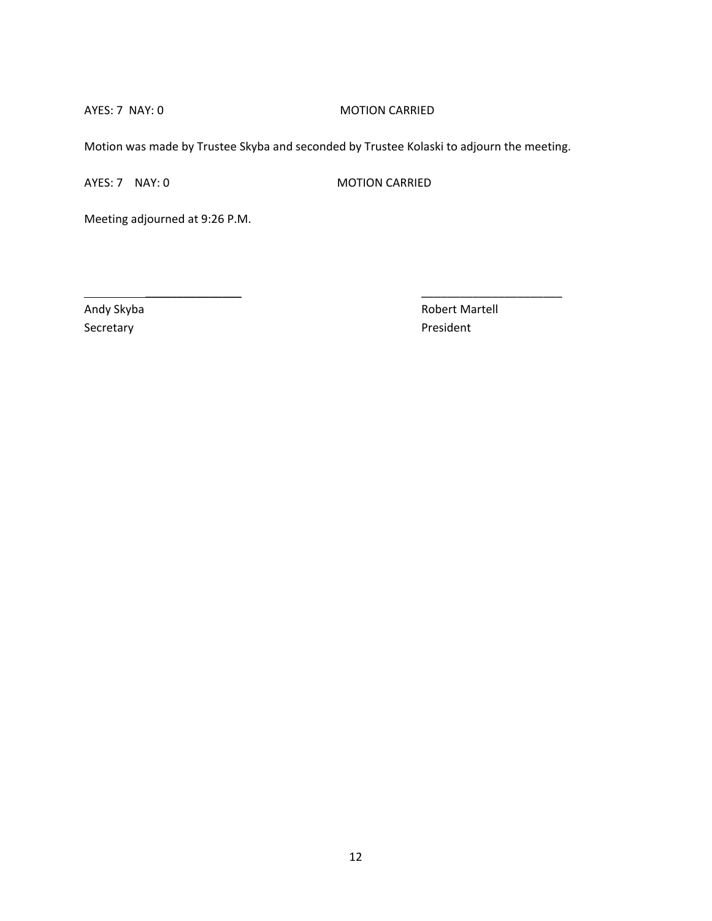AYES: 7 NAY: 0 MOTION CARRIED

Motion was made by Trustee Skyba and seconded by Trustee Kolaski to adjourn the meeting.

AYES: 7 NAY: 0 MOTION CARRIED

Meeting adjourned at 9:26 P.M.

_________________________ _______________________

Andy Skyba
Secretary

Robert Martell
President